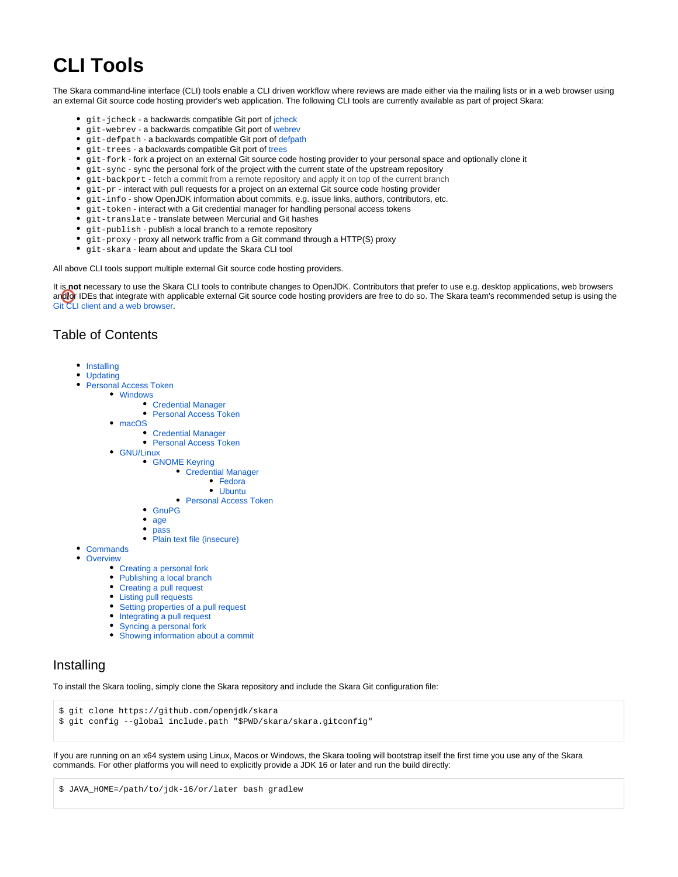# CLI Tools

The Skara command-line interface (CLI) tools enable a CLI driven workflow where reviews are made either via the mailing lists or in a web browser using an external Git source code hosting provider's web application. The following CLI tools are currently available as part of project Skara:

- `git-jcheck` - a backwards compatible Git port of jcheck
- `git-webrev` - a backwards compatible Git port of webrev
- `git-defpath` - a backwards compatible Git port of defpath
- `git-trees` - a backwards compatible Git port of trees
- `git-fork` - fork a project on an external Git source code hosting provider to your personal space and optionally clone it
- `git-sync` - sync the personal fork of the project with the current state of the upstream repository
- `git-backport` - fetch a commit from a remote repository and apply it on top of the current branch
- `git-pr` - interact with pull requests for a project on an external Git source code hosting provider
- `git-info` - show OpenJDK information about commits, e.g. issue links, authors, contributors, etc.
- `git-token` - interact with a Git credential manager for handling personal access tokens
- `git-translate` - translate between Mercurial and Git hashes
- `git-publish` - publish a local branch to a remote repository
- `git-proxy` - proxy all network traffic from a Git command through a HTTP(S) proxy
- `git-skara` - learn about and update the Skara CLI tool

All above CLI tools support multiple external Git source code hosting providers.

It is **not** necessary to use the Skara CLI tools to contribute changes to OpenJDK. Contributors that prefer to use e.g. desktop applications, web browsers and/or IDEs that integrate with applicable external Git source code hosting providers are free to do so. The Skara team's recommended setup is using the Git CLI client and a web browser.

## Table of Contents

- Installing
- Updating
- Personal Access Token
  - Windows
    - Credential Manager
    - Personal Access Token
  - macOS
    - Credential Manager
    - Personal Access Token
  - GNU/Linux
    - GNOME Keyring
      - Credential Manager
        - Fedora
        - Ubuntu
      - Personal Access Token
    - GnuPG
    - age
    - pass
    - Plain text file (insecure)
- Commands
- Overview
  - Creating a personal fork
  - Publishing a local branch
  - Creating a pull request
  - Listing pull requests
  - Setting properties of a pull request
  - Integrating a pull request
  - Syncing a personal fork
  - Showing information about a commit

## Installing

To install the Skara tooling, simply clone the Skara repository and include the Skara Git configuration file:

```
$ git clone https://github.com/openjdk/skara
$ git config --global include.path "$PWD/skara/skara.gitconfig"
```

If you are running on an x64 system using Linux, Macos or Windows, the Skara tooling will bootstrap itself the first time you use any of the Skara commands. For other platforms you will need to explicitly provide a JDK 16 or later and run the build directly:

```
$ JAVA_HOME=/path/to/jdk-16/or/later bash gradlew
```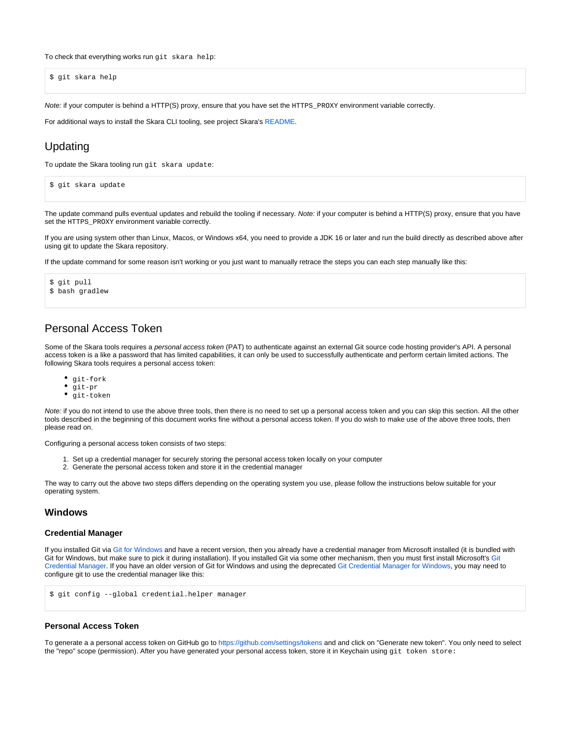To check that everything works run `git skara help`:

```
$ git skara help
```

*Note:* if your computer is behind a HTTP(S) proxy, ensure that you have set the `HTTPS_PROXY` environment variable correctly.

For additional ways to install the Skara CLI tooling, see project Skara's README.

## Updating

To update the Skara tooling run `git skara update`:

```
$ git skara update
```

The update command pulls eventual updates and rebuild the tooling if necessary. *Note:* if your computer is behind a HTTP(S) proxy, ensure that you have set the `HTTPS_PROXY` environment variable correctly.

If you are using system other than Linux, Macos, or Windows x64, you need to provide a JDK 16 or later and run the build directly as described above after using git to update the Skara repository.

If the update command for some reason isn't working or you just want to manually retrace the steps you can each step manually like this:

```
$ git pull
$ bash gradlew
```

## Personal Access Token

Some of the Skara tools requires a *personal access token* (PAT) to authenticate against an external Git source code hosting provider's API. A personal access token is a like a password that has limited capabilities, it can only be used to successfully authenticate and perform certain limited actions. The following Skara tools requires a personal access token:

- `git-fork`
- `git-pr`
- `git-token`

*Note:* if you do not intend to use the above three tools, then there is no need to set up a personal access token and you can skip this section. All the other tools described in the beginning of this document works fine without a personal access token. If you do wish to make use of the above three tools, then please read on.

Configuring a personal access token consists of two steps:

1. Set up a credential manager for securely storing the personal access token locally on your computer
2. Generate the personal access token and store it in the credential manager

The way to carry out the above two steps differs depending on the operating system you use, please follow the instructions below suitable for your operating system.

### Windows

#### Credential Manager

If you installed Git via Git for Windows and have a recent version, then you already have a credential manager from Microsoft installed (it is bundled with Git for Windows, but make sure to pick it during installation). If you installed Git via some other mechanism, then you must first install Microsoft's Git Credential Manager. If you have an older version of Git for Windows and using the deprecated Git Credential Manager for Windows, you may need to configure git to use the credential manager like this:

```
$ git config --global credential.helper manager
```

#### Personal Access Token

To generate a a personal access token on GitHub go to https://github.com/settings/tokens and and click on "Generate new token". You only need to select the "repo" scope (permission). After you have generated your personal access token, store it in Keychain using `git token store:`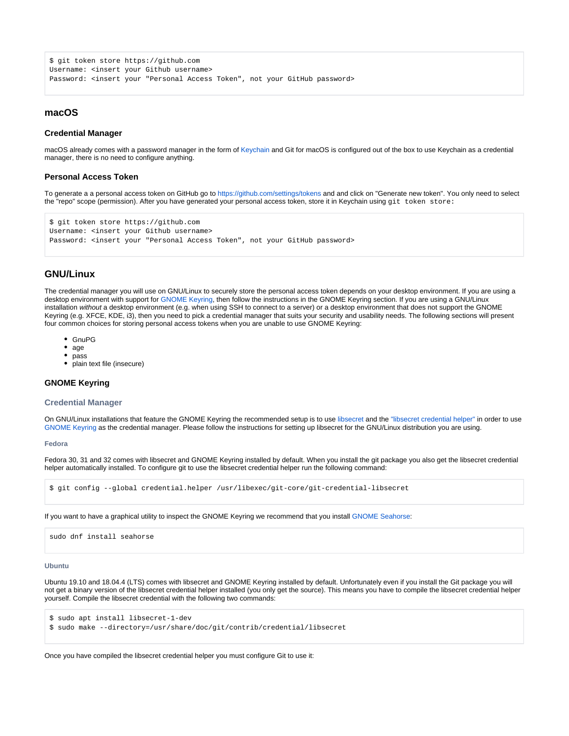```
$ git token store https://github.com
Username: <insert your Github username>
Password: <insert your "Personal Access Token", not your GitHub password>
```

## macOS

### Credential Manager

macOS already comes with a password manager in the form of Keychain and Git for macOS is configured out of the box to use Keychain as a credential manager, there is no need to configure anything.

### Personal Access Token

To generate a a personal access token on GitHub go to https://github.com/settings/tokens and and click on "Generate new token". You only need to select the "repo" scope (permission). After you have generated your personal access token, store it in Keychain using `git token store`:

```
$ git token store https://github.com
Username: <insert your Github username>
Password: <insert your "Personal Access Token", not your GitHub password>
```

## GNU/Linux

The credential manager you will use on GNU/Linux to securely store the personal access token depends on your desktop environment. If you are using a desktop environment with support for GNOME Keyring, then follow the instructions in the GNOME Keyring section. If you are using a GNU/Linux installation *without* a desktop environment (e.g. when using SSH to connect to a server) or a desktop environment that does not support the GNOME Keyring (e.g. XFCE, KDE, i3), then you need to pick a credential manager that suits your security and usability needs. The following sections will present four common choices for storing personal access tokens when you are unable to use GNOME Keyring:

- GnuPG
- age
- pass
- plain text file (insecure)

### GNOME Keyring

#### Credential Manager

On GNU/Linux installations that feature the GNOME Keyring the recommended setup is to use libsecret and the "libsecret credential helper" in order to use GNOME Keyring as the credential manager. Please follow the instructions for setting up libsecret for the GNU/Linux distribution you are using.

##### Fedora

Fedora 30, 31 and 32 comes with libsecret and GNOME Keyring installed by default. When you install the git package you also get the libsecret credential helper automatically installed. To configure git to use the libsecret credential helper run the following command:

```
$ git config --global credential.helper /usr/libexec/git-core/git-credential-libsecret
```

If you want to have a graphical utility to inspect the GNOME Keyring we recommend that you install GNOME Seahorse:

```
sudo dnf install seahorse
```

##### Ubuntu

Ubuntu 19.10 and 18.04.4 (LTS) comes with libsecret and GNOME Keyring installed by default. Unfortunately even if you install the Git package you will not get a binary version of the libsecret credential helper installed (you only get the source). This means you have to compile the libsecret credential helper yourself. Compile the libsecret credential with the following two commands:

```
$ sudo apt install libsecret-1-dev
$ sudo make --directory=/usr/share/doc/git/contrib/credential/libsecret
```

Once you have compiled the libsecret credential helper you must configure Git to use it: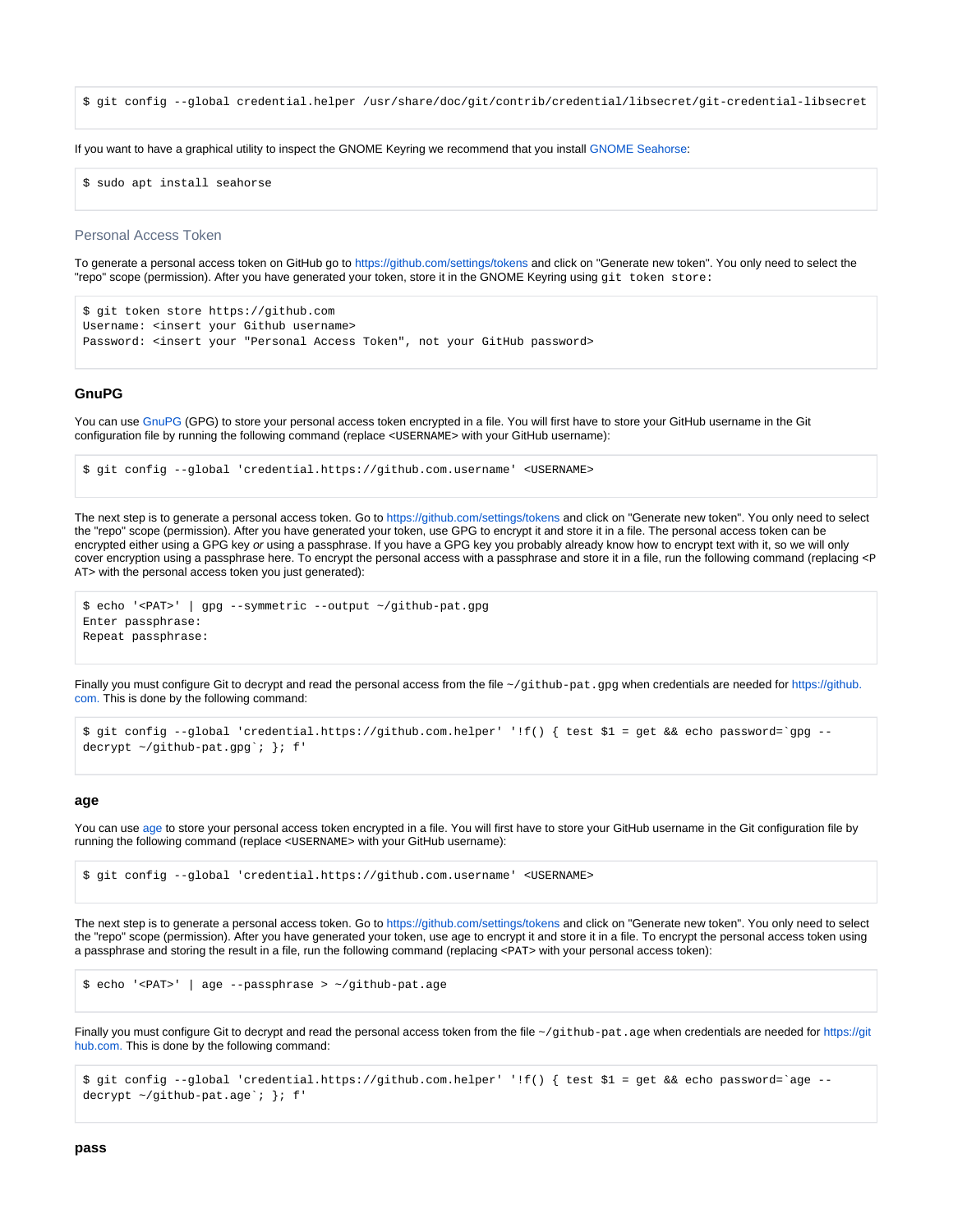```
$ git config --global credential.helper /usr/share/doc/git/contrib/credential/libsecret/git-credential-libsecret
```

If you want to have a graphical utility to inspect the GNOME Keyring we recommend that you install GNOME Seahorse:

```
$ sudo apt install seahorse
```

### Personal Access Token

To generate a personal access token on GitHub go to https://github.com/settings/tokens and click on "Generate new token". You only need to select the "repo" scope (permission). After you have generated your token, store it in the GNOME Keyring using `git token store`:

```
$ git token store https://github.com
Username: <insert your Github username>
Password: <insert your "Personal Access Token", not your GitHub password>
```

## GnuPG

You can use GnuPG (GPG) to store your personal access token encrypted in a file. You will first have to store your GitHub username in the Git configuration file by running the following command (replace <USERNAME> with your GitHub username):

```
$ git config --global 'credential.https://github.com.username' <USERNAME>
```

The next step is to generate a personal access token. Go to https://github.com/settings/tokens and click on "Generate new token". You only need to select the "repo" scope (permission). After you have generated your token, use GPG to encrypt it and store it in a file. The personal access token can be encrypted either using a GPG key *or* using a passphrase. If you have a GPG key you probably already know how to encrypt text with it, so we will only cover encryption using a passphrase here. To encrypt the personal access with a passphrase and store it in a file, run the following command (replacing <PAT> with the personal access token you just generated):

```
$ echo '<PAT>' | gpg --symmetric --output ~/github-pat.gpg
Enter passphrase:
Repeat passphrase:
```

Finally you must configure Git to decrypt and read the personal access from the file `~/github-pat.gpg` when credentials are needed for https://github.com. This is done by the following command:

```
$ git config --global 'credential.https://github.com.helper' '!f() { test $1 = get && echo password=`gpg --decrypt ~/github-pat.gpg`; }; f'
```

### age

You can use age to store your personal access token encrypted in a file. You will first have to store your GitHub username in the Git configuration file by running the following command (replace <USERNAME> with your GitHub username):

```
$ git config --global 'credential.https://github.com.username' <USERNAME>
```

The next step is to generate a personal access token. Go to https://github.com/settings/tokens and click on "Generate new token". You only need to select the "repo" scope (permission). After you have generated your token, use age to encrypt it and store it in a file. To encrypt the personal access token using a passphrase and storing the result in a file, run the following command (replacing <PAT> with your personal access token):

```
$ echo '<PAT>' | age --passphrase > ~/github-pat.age
```

Finally you must configure Git to decrypt and read the personal access token from the file `~/github-pat.age` when credentials are needed for https://github.com. This is done by the following command:

```
$ git config --global 'credential.https://github.com.helper' '!f() { test $1 = get && echo password=`age --decrypt ~/github-pat.age`; }; f'
```

### pass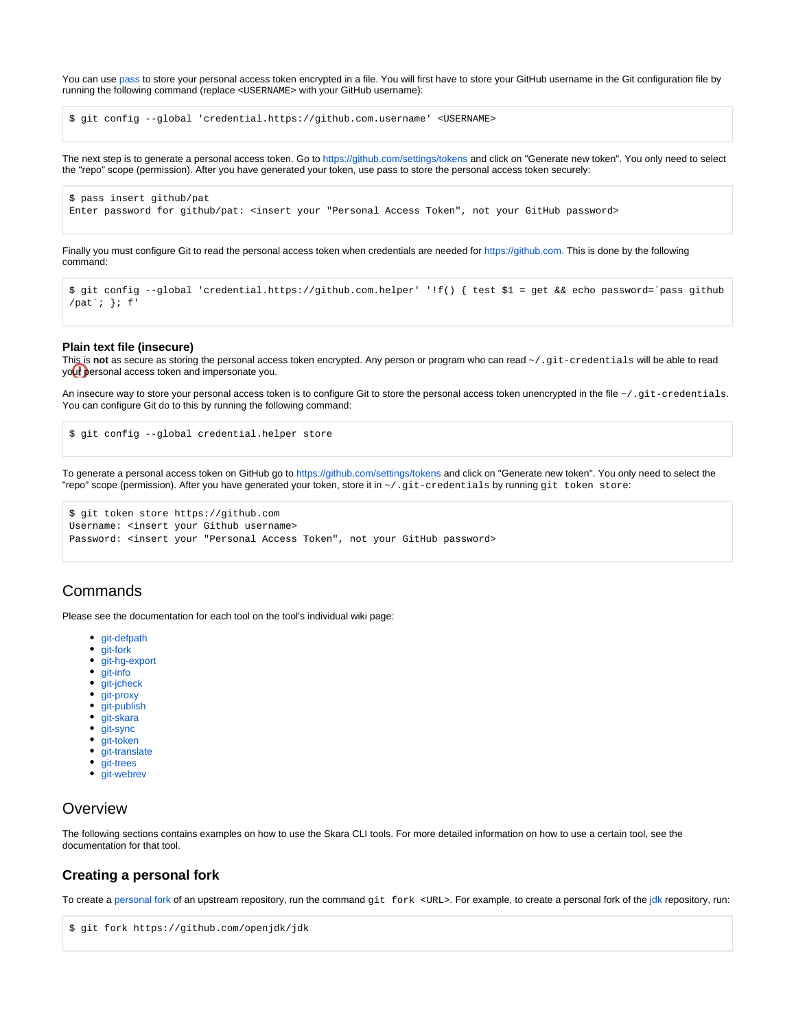You can use pass to store your personal access token encrypted in a file. You will first have to store your GitHub username in the Git configuration file by running the following command (replace <USERNAME> with your GitHub username):

```
$ git config --global 'credential.https://github.com.username' <USERNAME>
```

The next step is to generate a personal access token. Go to https://github.com/settings/tokens and click on "Generate new token". You only need to select the "repo" scope (permission). After you have generated your token, use pass to store the personal access token securely:

```
$ pass insert github/pat
Enter password for github/pat: <insert your "Personal Access Token", not your GitHub password>
```

Finally you must configure Git to read the personal access token when credentials are needed for https://github.com. This is done by the following command:

```
$ git config --global 'credential.https://github.com.helper' '!f() { test $1 = get && echo password=`pass github/pat`; }; f'
```

### Plain text file (insecure)

This is **not** as secure as storing the personal access token encrypted. Any person or program who can read `~/.git-credentials` will be able to read your personal access token and impersonate you.

An insecure way to store your personal access token is to configure Git to store the personal access token unencrypted in the file `~/.git-credentials`. You can configure Git do to this by running the following command:

```
$ git config --global credential.helper store
```

To generate a personal access token on GitHub go to https://github.com/settings/tokens and click on "Generate new token". You only need to select the "repo" scope (permission). After you have generated your token, store it in `~/.git-credentials` by running `git token store`:

```
$ git token store https://github.com
Username: <insert your Github username>
Password: <insert your "Personal Access Token", not your GitHub password>
```

## Commands

Please see the documentation for each tool on the tool's individual wiki page:

- git-defpath
- git-fork
- git-hg-export
- git-info
- git-jcheck
- git-proxy
- git-publish
- git-skara
- git-sync
- git-token
- git-translate
- git-trees
- git-webrev

## Overview

The following sections contains examples on how to use the Skara CLI tools. For more detailed information on how to use a certain tool, see the documentation for that tool.

### Creating a personal fork

To create a personal fork of an upstream repository, run the command `git fork <URL>`. For example, to create a personal fork of the jdk repository, run:

```
$ git fork https://github.com/openjdk/jdk
```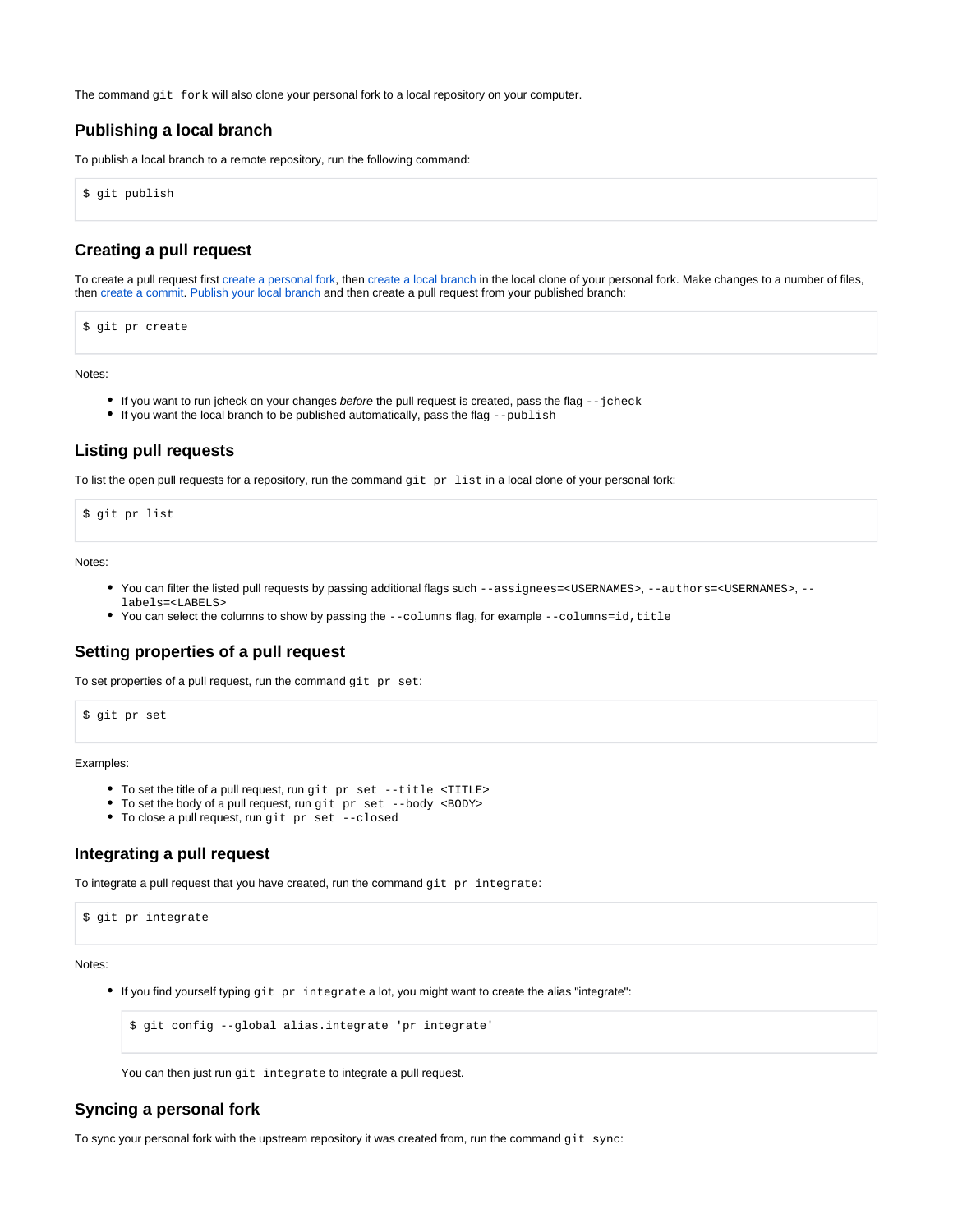The command `git fork` will also clone your personal fork to a local repository on your computer.

### Publishing a local branch

To publish a local branch to a remote repository, run the following command:

```
$ git publish
```

### Creating a pull request

To create a pull request first create a personal fork, then create a local branch in the local clone of your personal fork. Make changes to a number of files, then create a commit. Publish your local branch and then create a pull request from your published branch:

```
$ git pr create
```

Notes:

- If you want to run jcheck on your changes *before* the pull request is created, pass the flag `--jcheck`
- If you want the local branch to be published automatically, pass the flag `--publish`

### Listing pull requests

To list the open pull requests for a repository, run the command `git pr list` in a local clone of your personal fork:

```
$ git pr list
```

Notes:

- You can filter the listed pull requests by passing additional flags such `--assignees=<USERNAMES>`, `--authors=<USERNAMES>`, `--labels=<LABELS>`
- You can select the columns to show by passing the `--columns` flag, for example `--columns=id,title`

### Setting properties of a pull request

To set properties of a pull request, run the command `git pr set`:

```
$ git pr set
```

Examples:

- To set the title of a pull request, run `git pr set --title <TITLE>`
- To set the body of a pull request, run `git pr set --body <BODY>`
- To close a pull request, run `git pr set --closed`

### Integrating a pull request

To integrate a pull request that you have created, run the command `git pr integrate`:

```
$ git pr integrate
```

Notes:

- If you find yourself typing `git pr integrate` a lot, you might want to create the alias "integrate":

  ```
  $ git config --global alias.integrate 'pr integrate'
  ```

  You can then just run `git integrate` to integrate a pull request.

### Syncing a personal fork

To sync your personal fork with the upstream repository it was created from, run the command `git sync`: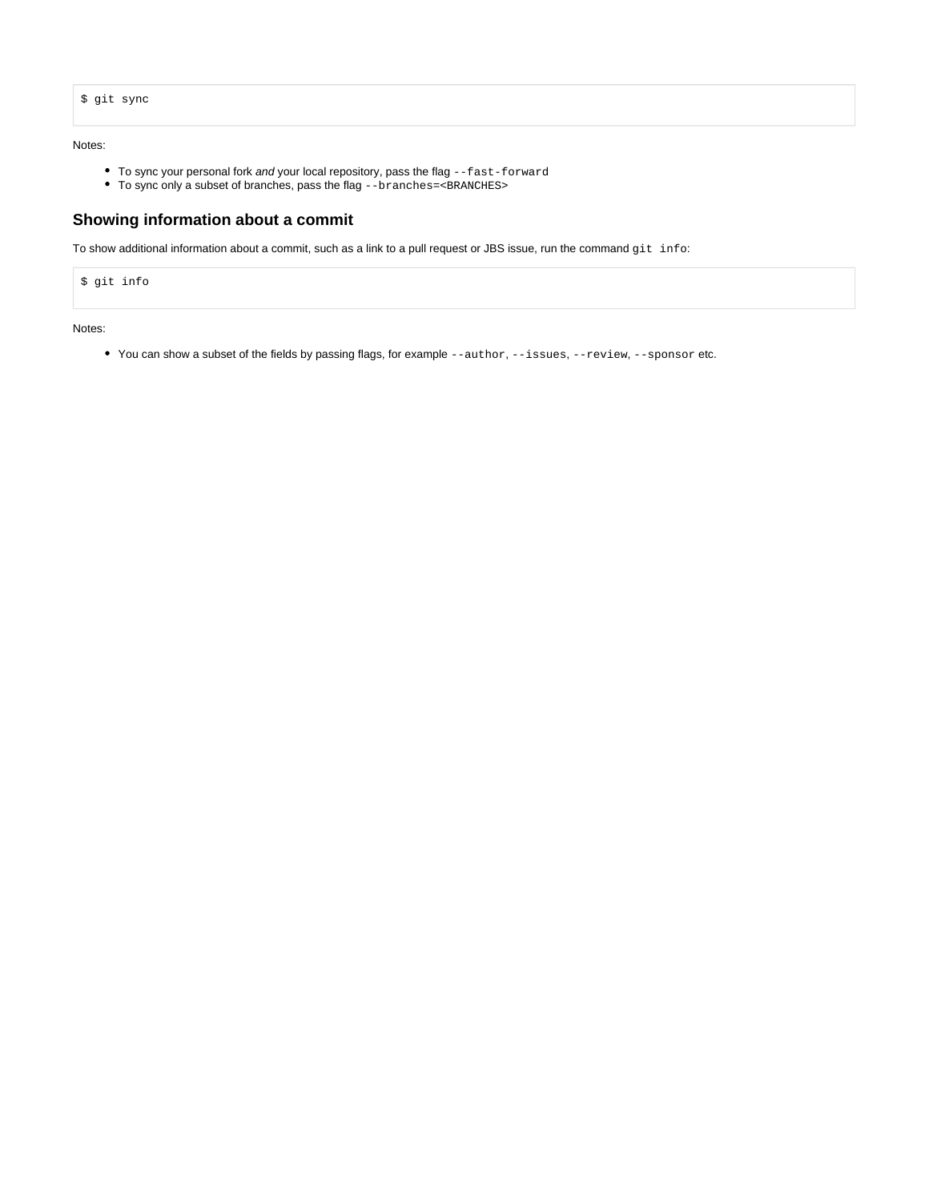```
$ git sync
```

Notes:

- To sync your personal fork *and* your local repository, pass the flag `--fast-forward`
- To sync only a subset of branches, pass the flag `--branches=<BRANCHES>`

### Showing information about a commit

To show additional information about a commit, such as a link to a pull request or JBS issue, run the command `git info`:

```
$ git info
```

Notes:

- You can show a subset of the fields by passing flags, for example `--author`, `--issues`, `--review`, `--sponsor` etc.